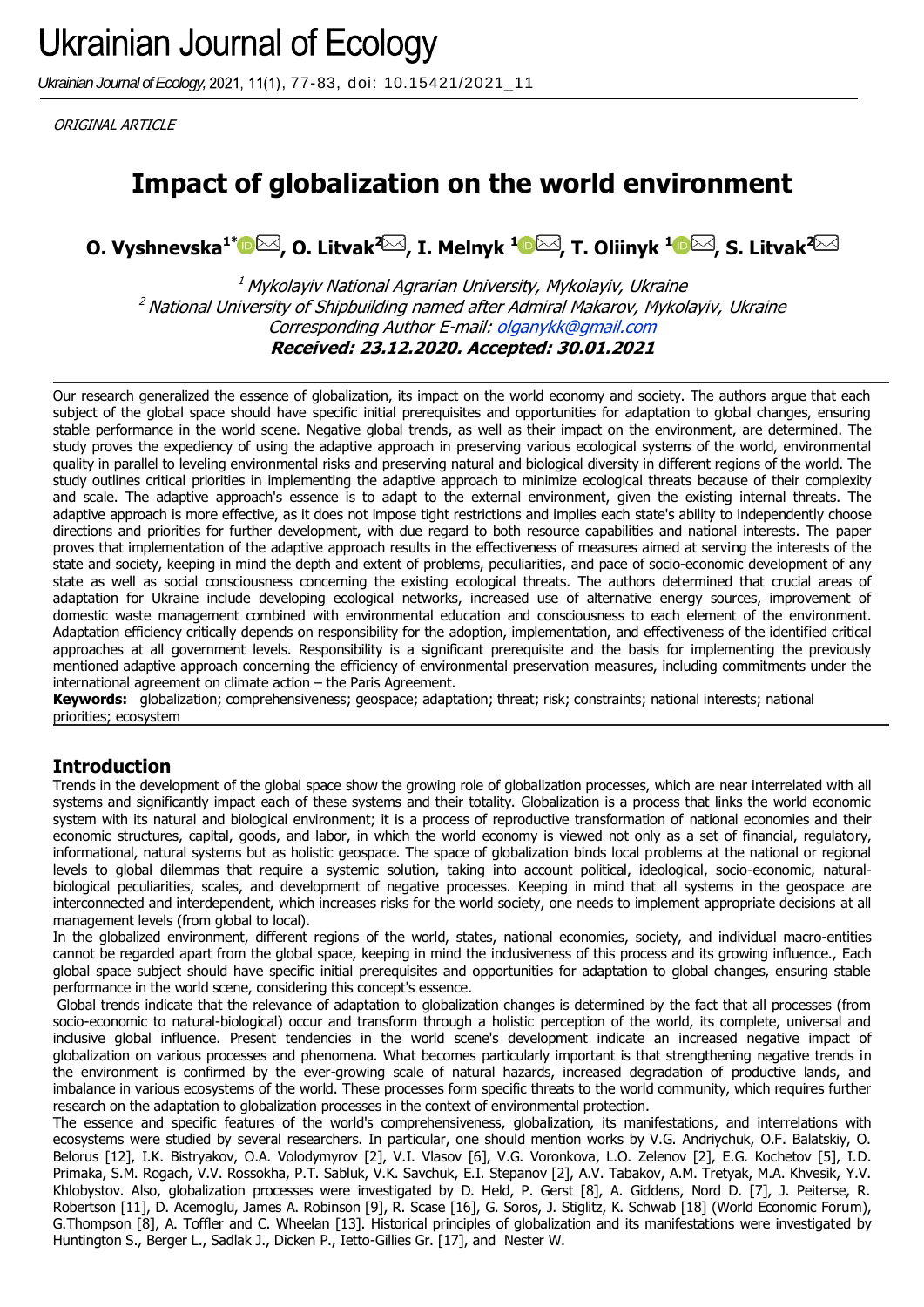ORIGINAL ARTICLE

# Impact of globalization on the world environment

**O. Vyshnevska[1*], O. Litvak[2], I. Melnyk [1], T. Oliinyk [1], S. Litvak[2]**

[1] *Mykolayiv National Agrarian University, Mykolayiv, Ukraine*
[2] *National University of Shipbuilding named after Admiral Makarov, Mykolayiv, Ukraine*
*Corresponding Author E-mail: olganykk@gmail.com*
***Received: 23.12.2020. Accepted: 30.01.2021***

Our research generalized the essence of globalization, its impact on the world economy and society. The authors argue that each subject of the global space should have specific initial prerequisites and opportunities for adaptation to global changes, ensuring stable performance in the world scene. Negative global trends, as well as their impact on the environment, are determined. The study proves the expediency of using the adaptive approach in preserving various ecological systems of the world, environmental quality in parallel to leveling environmental risks and preserving natural and biological diversity in different regions of the world. The study outlines critical priorities in implementing the adaptive approach to minimize ecological threats because of their complexity and scale. The adaptive approach's essence is to adapt to the external environment, given the existing internal threats. The adaptive approach is more effective, as it does not impose tight restrictions and implies each state's ability to independently choose directions and priorities for further development, with due regard to both resource capabilities and national interests. The paper proves that implementation of the adaptive approach results in the effectiveness of measures aimed at serving the interests of the state and society, keeping in mind the depth and extent of problems, peculiarities, and pace of socio-economic development of any state as well as social consciousness concerning the existing ecological threats. The authors determined that crucial areas of adaptation for Ukraine include developing ecological networks, increased use of alternative energy sources, improvement of domestic waste management combined with environmental education and consciousness to each element of the environment. Adaptation efficiency critically depends on responsibility for the adoption, implementation, and effectiveness of the identified critical approaches at all government levels. Responsibility is a significant prerequisite and the basis for implementing the previously mentioned adaptive approach concerning the efficiency of environmental preservation measures, including commitments under the international agreement on climate action – the Paris Agreement.

**Keywords:** globalization; comprehensiveness; geospace; adaptation; threat; risk; constraints; national interests; national priorities; ecosystem

## Introduction

Trends in the development of the global space show the growing role of globalization processes, which are near interrelated with all systems and significantly impact each of these systems and their totality. Globalization is a process that links the world economic system with its natural and biological environment; it is a process of reproductive transformation of national economies and their economic structures, capital, goods, and labor, in which the world economy is viewed not only as a set of financial, regulatory, informational, natural systems but as holistic geospace. The space of globalization binds local problems at the national or regional levels to global dilemmas that require a systemic solution, taking into account political, ideological, socio-economic, natural-biological peculiarities, scales, and development of negative processes. Keeping in mind that all systems in the geospace are interconnected and interdependent, which increases risks for the world society, one needs to implement appropriate decisions at all management levels (from global to local).

In the globalized environment, different regions of the world, states, national economies, society, and individual macro-entities cannot be regarded apart from the global space, keeping in mind the inclusiveness of this process and its growing influence., Each global space subject should have specific initial prerequisites and opportunities for adaptation to global changes, ensuring stable performance in the world scene, considering this concept's essence.

Global trends indicate that the relevance of adaptation to globalization changes is determined by the fact that all processes (from socio-economic to natural-biological) occur and transform through a holistic perception of the world, its complete, universal and inclusive global influence. Present tendencies in the world scene's development indicate an increased negative impact of globalization on various processes and phenomena. What becomes particularly important is that strengthening negative trends in the environment is confirmed by the ever-growing scale of natural hazards, increased degradation of productive lands, and imbalance in various ecosystems of the world. These processes form specific threats to the world community, which requires further research on the adaptation to globalization processes in the context of environmental protection.

The essence and specific features of the world's comprehensiveness, globalization, its manifestations, and interrelations with ecosystems were studied by several researchers. In particular, one should mention works by V.G. Andriychuk, O.F. Balatskiy, O. Belorus [12], I.K. Bistryakov, O.A. Volodymyrov [2], V.I. Vlasov [6], V.G. Voronkova, L.O. Zelenov [2], E.G. Kochetov [5], I.D. Primaka, S.M. Rogach, V.V. Rossokha, P.T. Sabluk, V.K. Savchuk, E.I. Stepanov [2], A.V. Tabakov, A.M. Tretyak, M.A. Khvesik, Y.V. Khlobystov. Also, globalization processes were investigated by D. Held, P. Gerst [8], A. Giddens, Nord D. [7], J. Peiterse, R. Robertson [11], D. Acemoglu, James A. Robinson [9], R. Scase [16], G. Soros, J. Stiglitz, K. Schwab [18] (World Economic Forum), G.Thompson [8], A. Toffler and C. Wheelan [13]. Historical principles of globalization and its manifestations were investigated by Huntington S., Berger L., Sadlak J., Dicken P., Ietto-Gillies Gr. [17], and Nester W.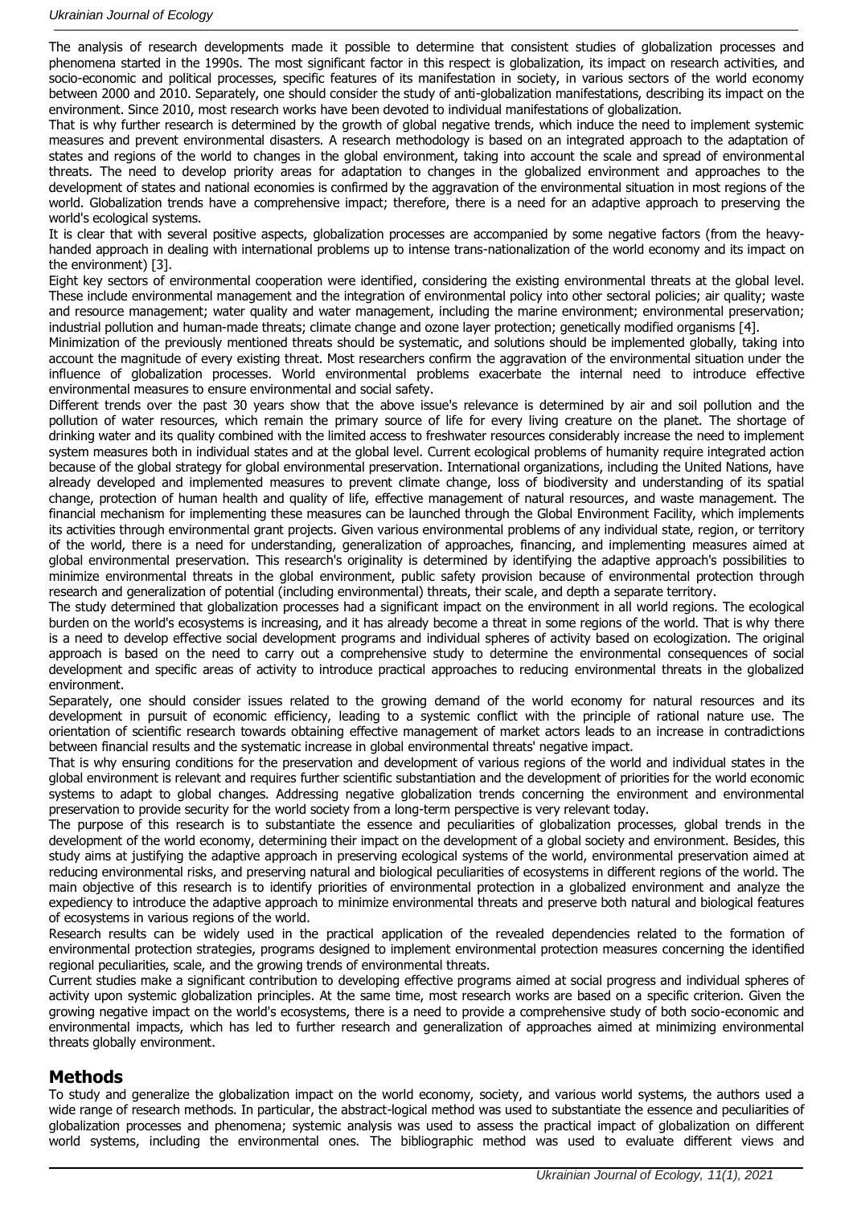The analysis of research developments made it possible to determine that consistent studies of globalization processes and phenomena started in the 1990s. The most significant factor in this respect is globalization, its impact on research activities, and socio-economic and political processes, specific features of its manifestation in society, in various sectors of the world economy between 2000 and 2010. Separately, one should consider the study of anti-globalization manifestations, describing its impact on the environment. Since 2010, most research works have been devoted to individual manifestations of globalization.

That is why further research is determined by the growth of global negative trends, which induce the need to implement systemic measures and prevent environmental disasters. A research methodology is based on an integrated approach to the adaptation of states and regions of the world to changes in the global environment, taking into account the scale and spread of environmental threats. The need to develop priority areas for adaptation to changes in the globalized environment and approaches to the development of states and national economies is confirmed by the aggravation of the environmental situation in most regions of the world. Globalization trends have a comprehensive impact; therefore, there is a need for an adaptive approach to preserving the world's ecological systems.

It is clear that with several positive aspects, globalization processes are accompanied by some negative factors (from the heavy-handed approach in dealing with international problems up to intense trans-nationalization of the world economy and its impact on the environment) [3].

Eight key sectors of environmental cooperation were identified, considering the existing environmental threats at the global level. These include environmental management and the integration of environmental policy into other sectoral policies; air quality; waste and resource management; water quality and water management, including the marine environment; environmental preservation; industrial pollution and human-made threats; climate change and ozone layer protection; genetically modified organisms [4].

Minimization of the previously mentioned threats should be systematic, and solutions should be implemented globally, taking into account the magnitude of every existing threat. Most researchers confirm the aggravation of the environmental situation under the influence of globalization processes. World environmental problems exacerbate the internal need to introduce effective environmental measures to ensure environmental and social safety.

Different trends over the past 30 years show that the above issue's relevance is determined by air and soil pollution and the pollution of water resources, which remain the primary source of life for every living creature on the planet. The shortage of drinking water and its quality combined with the limited access to freshwater resources considerably increase the need to implement system measures both in individual states and at the global level. Current ecological problems of humanity require integrated action because of the global strategy for global environmental preservation. International organizations, including the United Nations, have already developed and implemented measures to prevent climate change, loss of biodiversity and understanding of its spatial change, protection of human health and quality of life, effective management of natural resources, and waste management. The financial mechanism for implementing these measures can be launched through the Global Environment Facility, which implements its activities through environmental grant projects. Given various environmental problems of any individual state, region, or territory of the world, there is a need for understanding, generalization of approaches, financing, and implementing measures aimed at global environmental preservation. This research's originality is determined by identifying the adaptive approach's possibilities to minimize environmental threats in the global environment, public safety provision because of environmental protection through research and generalization of potential (including environmental) threats, their scale, and depth a separate territory.

The study determined that globalization processes had a significant impact on the environment in all world regions. The ecological burden on the world's ecosystems is increasing, and it has already become a threat in some regions of the world. That is why there is a need to develop effective social development programs and individual spheres of activity based on ecologization. The original approach is based on the need to carry out a comprehensive study to determine the environmental consequences of social development and specific areas of activity to introduce practical approaches to reducing environmental threats in the globalized environment.

Separately, one should consider issues related to the growing demand of the world economy for natural resources and its development in pursuit of economic efficiency, leading to a systemic conflict with the principle of rational nature use. The orientation of scientific research towards obtaining effective management of market actors leads to an increase in contradictions between financial results and the systematic increase in global environmental threats' negative impact.

That is why ensuring conditions for the preservation and development of various regions of the world and individual states in the global environment is relevant and requires further scientific substantiation and the development of priorities for the world economic systems to adapt to global changes. Addressing negative globalization trends concerning the environment and environmental preservation to provide security for the world society from a long-term perspective is very relevant today.

The purpose of this research is to substantiate the essence and peculiarities of globalization processes, global trends in the development of the world economy, determining their impact on the development of a global society and environment. Besides, this study aims at justifying the adaptive approach in preserving ecological systems of the world, environmental preservation aimed at reducing environmental risks, and preserving natural and biological peculiarities of ecosystems in different regions of the world. The main objective of this research is to identify priorities of environmental protection in a globalized environment and analyze the expediency to introduce the adaptive approach to minimize environmental threats and preserve both natural and biological features of ecosystems in various regions of the world.

Research results can be widely used in the practical application of the revealed dependencies related to the formation of environmental protection strategies, programs designed to implement environmental protection measures concerning the identified regional peculiarities, scale, and the growing trends of environmental threats.

Current studies make a significant contribution to developing effective programs aimed at social progress and individual spheres of activity upon systemic globalization principles. At the same time, most research works are based on a specific criterion. Given the growing negative impact on the world's ecosystems, there is a need to provide a comprehensive study of both socio-economic and environmental impacts, which has led to further research and generalization of approaches aimed at minimizing environmental threats globally environment.

## Methods

To study and generalize the globalization impact on the world economy, society, and various world systems, the authors used a wide range of research methods. In particular, the abstract-logical method was used to substantiate the essence and peculiarities of globalization processes and phenomena; systemic analysis was used to assess the practical impact of globalization on different world systems, including the environmental ones. The bibliographic method was used to evaluate different views and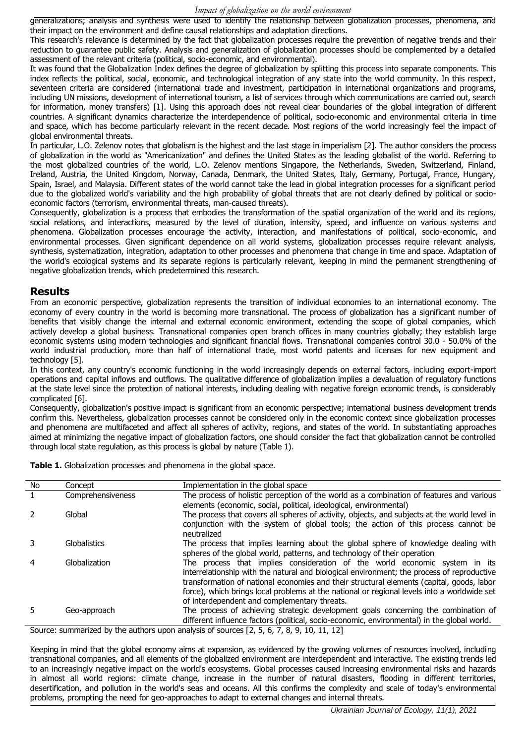generalizations; analysis and synthesis were used to identify the relationship between globalization processes, phenomena, and their impact on the environment and define causal relationships and adaptation directions.

This research's relevance is determined by the fact that globalization processes require the prevention of negative trends and their reduction to guarantee public safety. Analysis and generalization of globalization processes should be complemented by a detailed assessment of the relevant criteria (political, socio-economic, and environmental).

It was found that the Globalization Index defines the degree of globalization by splitting this process into separate components. This index reflects the political, social, economic, and technological integration of any state into the world community. In this respect, seventeen criteria are considered (international trade and investment, participation in international organizations and programs, including UN missions, development of international tourism, a list of services through which communications are carried out, search for information, money transfers) [1]. Using this approach does not reveal clear boundaries of the global integration of different countries. A significant dynamics characterize the interdependence of political, socio-economic and environmental criteria in time and space, which has become particularly relevant in the recent decade. Most regions of the world increasingly feel the impact of global environmental threats.

In particular, L.O. Zelenov notes that globalism is the highest and the last stage in imperialism [2]. The author considers the process of globalization in the world as "Americanization" and defines the United States as the leading globalist of the world. Referring to the most globalized countries of the world, L.O. Zelenov mentions Singapore, the Netherlands, Sweden, Switzerland, Finland, Ireland, Austria, the United Kingdom, Norway, Canada, Denmark, the United States, Italy, Germany, Portugal, France, Hungary, Spain, Israel, and Malaysia. Different states of the world cannot take the lead in global integration processes for a significant period due to the globalized world's variability and the high probability of global threats that are not clearly defined by political or socio-economic factors (terrorism, environmental threats, man-caused threats).

Consequently, globalization is a process that embodies the transformation of the spatial organization of the world and its regions, social relations, and interactions, measured by the level of duration, intensity, speed, and influence on various systems and phenomena. Globalization processes encourage the activity, interaction, and manifestations of political, socio-economic, and environmental processes. Given significant dependence on all world systems, globalization processes require relevant analysis, synthesis, systematization, integration, adaptation to other processes and phenomena that change in time and space. Adaptation of the world's ecological systems and its separate regions is particularly relevant, keeping in mind the permanent strengthening of negative globalization trends, which predetermined this research.

## Results

From an economic perspective, globalization represents the transition of individual economies to an international economy. The economy of every country in the world is becoming more transnational. The process of globalization has a significant number of benefits that visibly change the internal and external economic environment, extending the scope of global companies, which actively develop a global business. Transnational companies open branch offices in many countries globally; they establish large economic systems using modern technologies and significant financial flows. Transnational companies control 30.0 - 50.0% of the world industrial production, more than half of international trade, most world patents and licenses for new equipment and technology [5].

In this context, any country's economic functioning in the world increasingly depends on external factors, including export-import operations and capital inflows and outflows. The qualitative difference of globalization implies a devaluation of regulatory functions at the state level since the protection of national interests, including dealing with negative foreign economic trends, is considerably complicated [6].

Consequently, globalization's positive impact is significant from an economic perspective; international business development trends confirm this. Nevertheless, globalization processes cannot be considered only in the economic context since globalization processes and phenomena are multifaceted and affect all spheres of activity, regions, and states of the world. In substantiating approaches aimed at minimizing the negative impact of globalization factors, one should consider the fact that globalization cannot be controlled through local state regulation, as this process is global by nature (Table 1).

**Table 1.** Globalization processes and phenomena in the global space.

| No | Concept | Implementation in the global space |
|---|---|---|
| 1 | Comprehensiveness | The process of holistic perception of the world as a combination of features and various elements (economic, social, political, ideological, environmental) |
| 2 | Global | The process that covers all spheres of activity, objects, and subjects at the world level in conjunction with the system of global tools; the action of this process cannot be neutralized |
| 3 | Globalistics | The process that implies learning about the global sphere of knowledge dealing with spheres of the global world, patterns, and technology of their operation |
| 4 | Globalization | The process that implies consideration of the world economic system in its interrelationship with the natural and biological environment; the process of reproductive transformation of national economies and their structural elements (capital, goods, labor force), which brings local problems at the national or regional levels into a worldwide set of interdependent and complementary threats. |
| 5 | Geo-approach | The process of achieving strategic development goals concerning the combination of different influence factors (political, socio-economic, environmental) in the global world. |

Source: summarized by the authors upon analysis of sources [2, 5, 6, 7, 8, 9, 10, 11, 12]

Keeping in mind that the global economy aims at expansion, as evidenced by the growing volumes of resources involved, including transnational companies, and all elements of the globalized environment are interdependent and interactive. The existing trends led to an increasingly negative impact on the world's ecosystems. Global processes caused increasing environmental risks and hazards in almost all world regions: climate change, increase in the number of natural disasters, flooding in different territories, desertification, and pollution in the world's seas and oceans. All this confirms the complexity and scale of today's environmental problems, prompting the need for geo-approaches to adapt to external changes and internal threats.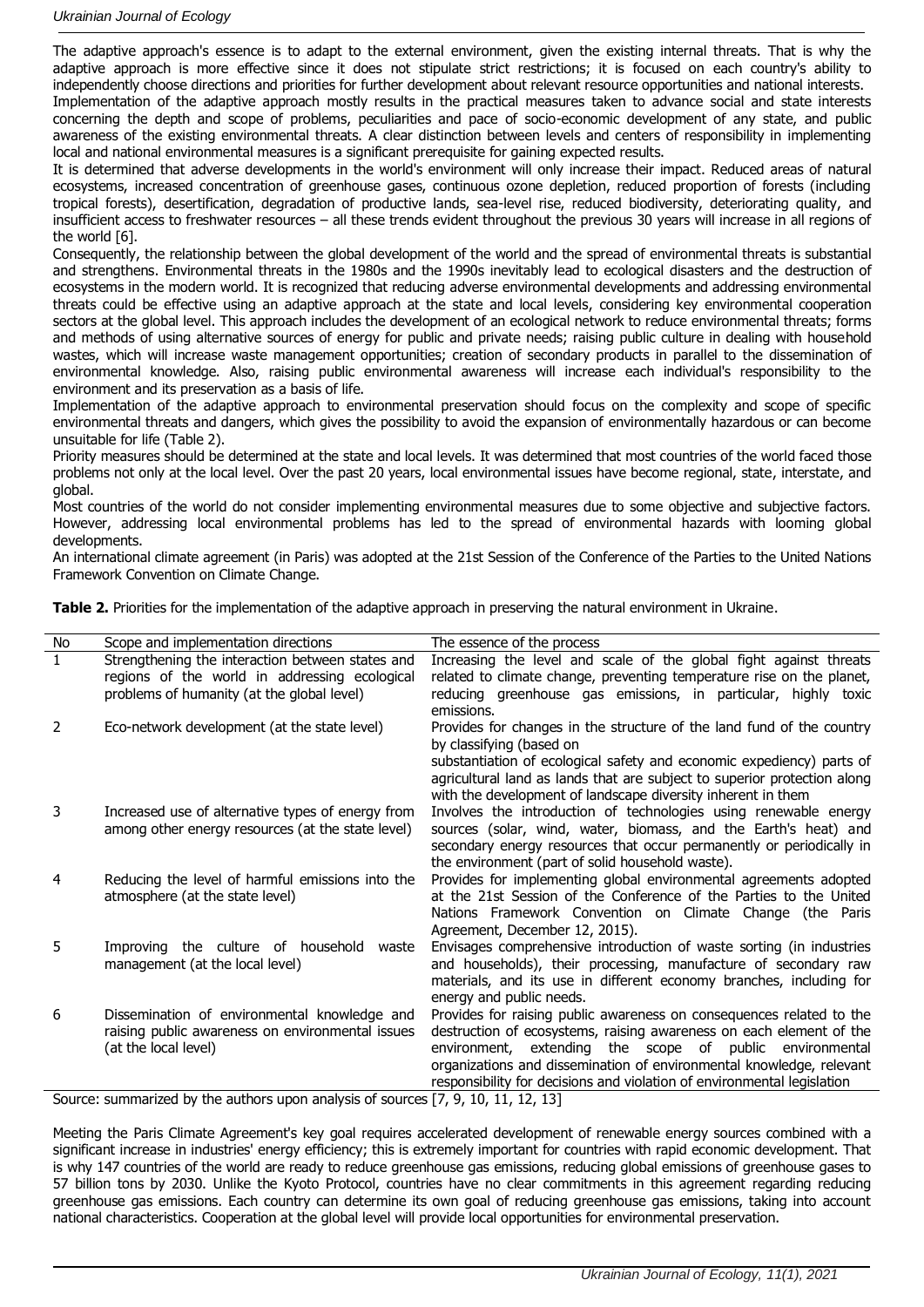The adaptive approach's essence is to adapt to the external environment, given the existing internal threats. That is why the adaptive approach is more effective since it does not stipulate strict restrictions; it is focused on each country's ability to independently choose directions and priorities for further development about relevant resource opportunities and national interests.

Implementation of the adaptive approach mostly results in the practical measures taken to advance social and state interests concerning the depth and scope of problems, peculiarities and pace of socio-economic development of any state, and public awareness of the existing environmental threats. A clear distinction between levels and centers of responsibility in implementing local and national environmental measures is a significant prerequisite for gaining expected results.

It is determined that adverse developments in the world's environment will only increase their impact. Reduced areas of natural ecosystems, increased concentration of greenhouse gases, continuous ozone depletion, reduced proportion of forests (including tropical forests), desertification, degradation of productive lands, sea-level rise, reduced biodiversity, deteriorating quality, and insufficient access to freshwater resources – all these trends evident throughout the previous 30 years will increase in all regions of the world [6].

Consequently, the relationship between the global development of the world and the spread of environmental threats is substantial and strengthens. Environmental threats in the 1980s and the 1990s inevitably lead to ecological disasters and the destruction of ecosystems in the modern world. It is recognized that reducing adverse environmental developments and addressing environmental threats could be effective using an adaptive approach at the state and local levels, considering key environmental cooperation sectors at the global level. This approach includes the development of an ecological network to reduce environmental threats; forms and methods of using alternative sources of energy for public and private needs; raising public culture in dealing with household wastes, which will increase waste management opportunities; creation of secondary products in parallel to the dissemination of environmental knowledge. Also, raising public environmental awareness will increase each individual's responsibility to the environment and its preservation as a basis of life.

Implementation of the adaptive approach to environmental preservation should focus on the complexity and scope of specific environmental threats and dangers, which gives the possibility to avoid the expansion of environmentally hazardous or can become unsuitable for life (Table 2).

Priority measures should be determined at the state and local levels. It was determined that most countries of the world faced those problems not only at the local level. Over the past 20 years, local environmental issues have become regional, state, interstate, and global.

Most countries of the world do not consider implementing environmental measures due to some objective and subjective factors. However, addressing local environmental problems has led to the spread of environmental hazards with looming global developments.

An international climate agreement (in Paris) was adopted at the 21st Session of the Conference of the Parties to the United Nations Framework Convention on Climate Change.

**Table 2.** Priorities for the implementation of the adaptive approach in preserving the natural environment in Ukraine.

| No | Scope and implementation directions | The essence of the process |
|---|---|---|
| 1 | Strengthening the interaction between states and regions of the world in addressing ecological problems of humanity (at the global level) | Increasing the level and scale of the global fight against threats related to climate change, preventing temperature rise on the planet, reducing greenhouse gas emissions, in particular, highly toxic emissions. |
| 2 | Eco-network development (at the state level) | Provides for changes in the structure of the land fund of the country by classifying (based on substantiation of ecological safety and economic expediency) parts of agricultural land as lands that are subject to superior protection along with the development of landscape diversity inherent in them |
| 3 | Increased use of alternative types of energy from among other energy resources (at the state level) | Involves the introduction of technologies using renewable energy sources (solar, wind, water, biomass, and the Earth's heat) and secondary energy resources that occur permanently or periodically in the environment (part of solid household waste). |
| 4 | Reducing the level of harmful emissions into the atmosphere (at the state level) | Provides for implementing global environmental agreements adopted at the 21st Session of the Conference of the Parties to the United Nations Framework Convention on Climate Change (the Paris Agreement, December 12, 2015). |
| 5 | Improving the culture of household waste management (at the local level) | Envisages comprehensive introduction of waste sorting (in industries and households), their processing, manufacture of secondary raw materials, and its use in different economy branches, including for energy and public needs. |
| 6 | Dissemination of environmental knowledge and raising public awareness on environmental issues (at the local level) | Provides for raising public awareness on consequences related to the destruction of ecosystems, raising awareness on each element of the environment, extending the scope of public environmental organizations and dissemination of environmental knowledge, relevant responsibility for decisions and violation of environmental legislation |

Source: summarized by the authors upon analysis of sources [7, 9, 10, 11, 12, 13]

Meeting the Paris Climate Agreement's key goal requires accelerated development of renewable energy sources combined with a significant increase in industries' energy efficiency; this is extremely important for countries with rapid economic development. That is why 147 countries of the world are ready to reduce greenhouse gas emissions, reducing global emissions of greenhouse gases to 57 billion tons by 2030. Unlike the Kyoto Protocol, countries have no clear commitments in this agreement regarding reducing greenhouse gas emissions. Each country can determine its own goal of reducing greenhouse gas emissions, taking into account national characteristics. Cooperation at the global level will provide local opportunities for environmental preservation.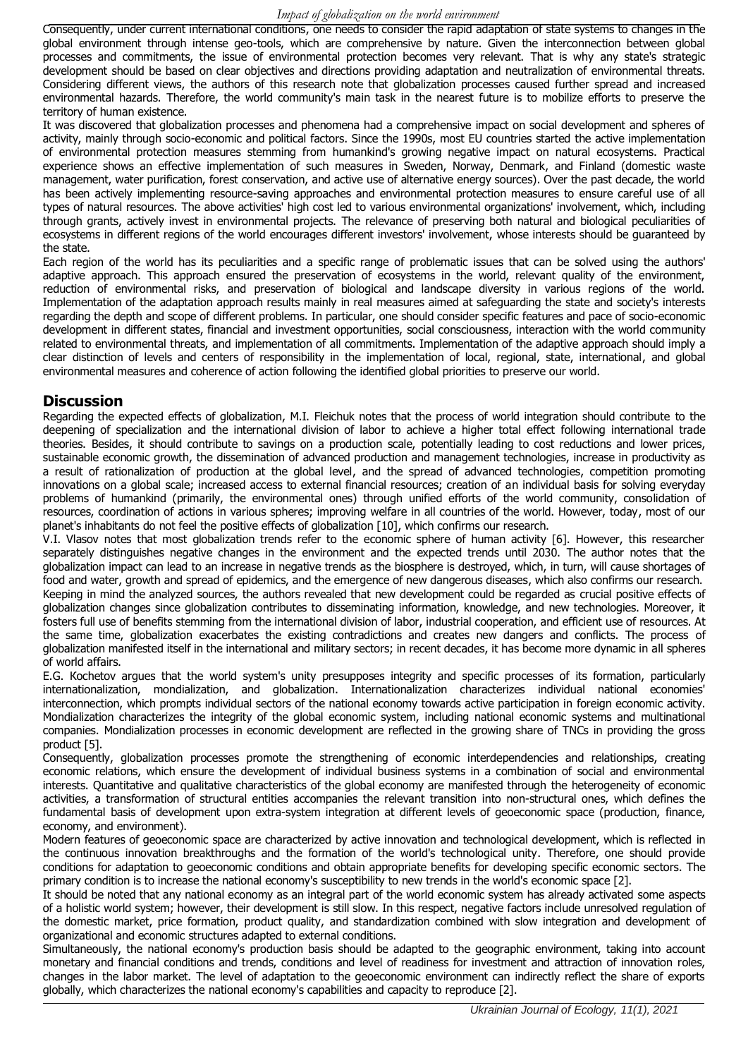Consequently, under current international conditions, one needs to consider the rapid adaptation of state systems to changes in the global environment through intense geo-tools, which are comprehensive by nature. Given the interconnection between global processes and commitments, the issue of environmental protection becomes very relevant. That is why any state's strategic development should be based on clear objectives and directions providing adaptation and neutralization of environmental threats. Considering different views, the authors of this research note that globalization processes caused further spread and increased environmental hazards. Therefore, the world community's main task in the nearest future is to mobilize efforts to preserve the territory of human existence.

It was discovered that globalization processes and phenomena had a comprehensive impact on social development and spheres of activity, mainly through socio-economic and political factors. Since the 1990s, most EU countries started the active implementation of environmental protection measures stemming from humankind's growing negative impact on natural ecosystems. Practical experience shows an effective implementation of such measures in Sweden, Norway, Denmark, and Finland (domestic waste management, water purification, forest conservation, and active use of alternative energy sources). Over the past decade, the world has been actively implementing resource-saving approaches and environmental protection measures to ensure careful use of all types of natural resources. The above activities' high cost led to various environmental organizations' involvement, which, including through grants, actively invest in environmental projects. The relevance of preserving both natural and biological peculiarities of ecosystems in different regions of the world encourages different investors' involvement, whose interests should be guaranteed by the state.

Each region of the world has its peculiarities and a specific range of problematic issues that can be solved using the authors' adaptive approach. This approach ensured the preservation of ecosystems in the world, relevant quality of the environment, reduction of environmental risks, and preservation of biological and landscape diversity in various regions of the world. Implementation of the adaptation approach results mainly in real measures aimed at safeguarding the state and society's interests regarding the depth and scope of different problems. In particular, one should consider specific features and pace of socio-economic development in different states, financial and investment opportunities, social consciousness, interaction with the world community related to environmental threats, and implementation of all commitments. Implementation of the adaptive approach should imply a clear distinction of levels and centers of responsibility in the implementation of local, regional, state, international, and global environmental measures and coherence of action following the identified global priorities to preserve our world.

## Discussion

Regarding the expected effects of globalization, M.I. Fleichuk notes that the process of world integration should contribute to the deepening of specialization and the international division of labor to achieve a higher total effect following international trade theories. Besides, it should contribute to savings on a production scale, potentially leading to cost reductions and lower prices, sustainable economic growth, the dissemination of advanced production and management technologies, increase in productivity as a result of rationalization of production at the global level, and the spread of advanced technologies, competition promoting innovations on a global scale; increased access to external financial resources; creation of an individual basis for solving everyday problems of humankind (primarily, the environmental ones) through unified efforts of the world community, consolidation of resources, coordination of actions in various spheres; improving welfare in all countries of the world. However, today, most of our planet's inhabitants do not feel the positive effects of globalization [10], which confirms our research.

V.I. Vlasov notes that most globalization trends refer to the economic sphere of human activity [6]. However, this researcher separately distinguishes negative changes in the environment and the expected trends until 2030. The author notes that the globalization impact can lead to an increase in negative trends as the biosphere is destroyed, which, in turn, will cause shortages of food and water, growth and spread of epidemics, and the emergence of new dangerous diseases, which also confirms our research.

Keeping in mind the analyzed sources, the authors revealed that new development could be regarded as crucial positive effects of globalization changes since globalization contributes to disseminating information, knowledge, and new technologies. Moreover, it fosters full use of benefits stemming from the international division of labor, industrial cooperation, and efficient use of resources. At the same time, globalization exacerbates the existing contradictions and creates new dangers and conflicts. The process of globalization manifested itself in the international and military sectors; in recent decades, it has become more dynamic in all spheres of world affairs.

E.G. Kochetov argues that the world system's unity presupposes integrity and specific processes of its formation, particularly internationalization, mondialization, and globalization. Internationalization characterizes individual national economies' interconnection, which prompts individual sectors of the national economy towards active participation in foreign economic activity. Mondialization characterizes the integrity of the global economic system, including national economic systems and multinational companies. Mondialization processes in economic development are reflected in the growing share of TNCs in providing the gross product [5].

Consequently, globalization processes promote the strengthening of economic interdependencies and relationships, creating economic relations, which ensure the development of individual business systems in a combination of social and environmental interests. Quantitative and qualitative characteristics of the global economy are manifested through the heterogeneity of economic activities, a transformation of structural entities accompanies the relevant transition into non-structural ones, which defines the fundamental basis of development upon extra-system integration at different levels of geoeconomic space (production, finance, economy, and environment).

Modern features of geoeconomic space are characterized by active innovation and technological development, which is reflected in the continuous innovation breakthroughs and the formation of the world's technological unity. Therefore, one should provide conditions for adaptation to geoeconomic conditions and obtain appropriate benefits for developing specific economic sectors. The primary condition is to increase the national economy's susceptibility to new trends in the world's economic space [2].

It should be noted that any national economy as an integral part of the world economic system has already activated some aspects of a holistic world system; however, their development is still slow. In this respect, negative factors include unresolved regulation of the domestic market, price formation, product quality, and standardization combined with slow integration and development of organizational and economic structures adapted to external conditions.

Simultaneously, the national economy's production basis should be adapted to the geographic environment, taking into account monetary and financial conditions and trends, conditions and level of readiness for investment and attraction of innovation roles, changes in the labor market. The level of adaptation to the geoeconomic environment can indirectly reflect the share of exports globally, which characterizes the national economy's capabilities and capacity to reproduce [2].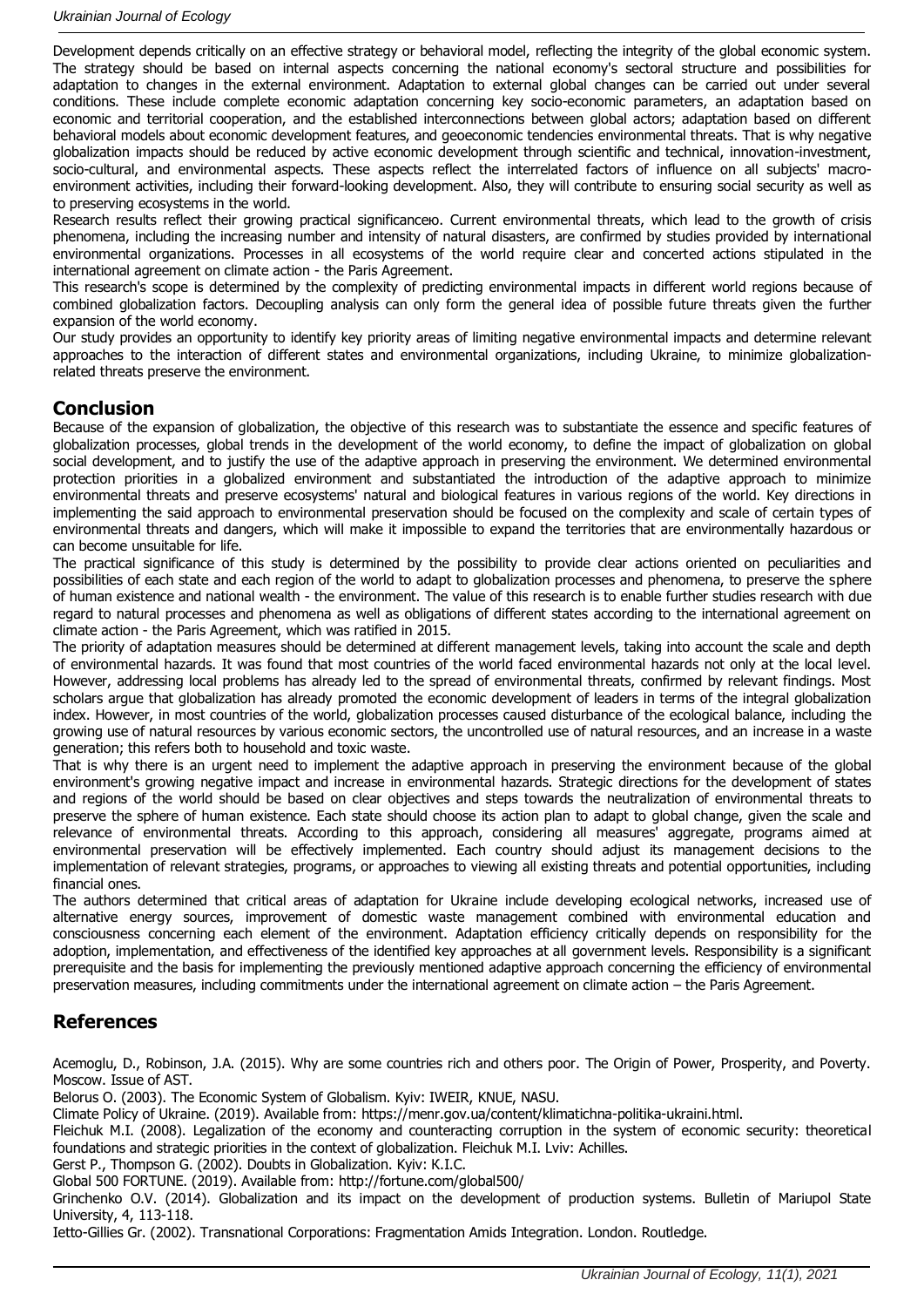Development depends critically on an effective strategy or behavioral model, reflecting the integrity of the global economic system. The strategy should be based on internal aspects concerning the national economy's sectoral structure and possibilities for adaptation to changes in the external environment. Adaptation to external global changes can be carried out under several conditions. These include complete economic adaptation concerning key socio-economic parameters, an adaptation based on economic and territorial cooperation, and the established interconnections between global actors; adaptation based on different behavioral models about economic development features, and geoeconomic tendencies environmental threats. That is why negative globalization impacts should be reduced by active economic development through scientific and technical, innovation-investment, socio-cultural, and environmental aspects. These aspects reflect the interrelated factors of influence on all subjects' macro-environment activities, including their forward-looking development. Also, they will contribute to ensuring social security as well as to preserving ecosystems in the world.

Research results reflect their growing practical significanceю. Current environmental threats, which lead to the growth of crisis phenomena, including the increasing number and intensity of natural disasters, are confirmed by studies provided by international environmental organizations. Processes in all ecosystems of the world require clear and concerted actions stipulated in the international agreement on climate action - the Paris Agreement.

This research's scope is determined by the complexity of predicting environmental impacts in different world regions because of combined globalization factors. Decoupling analysis can only form the general idea of possible future threats given the further expansion of the world economy.

Our study provides an opportunity to identify key priority areas of limiting negative environmental impacts and determine relevant approaches to the interaction of different states and environmental organizations, including Ukraine, to minimize globalization-related threats preserve the environment.

## Conclusion

Because of the expansion of globalization, the objective of this research was to substantiate the essence and specific features of globalization processes, global trends in the development of the world economy, to define the impact of globalization on global social development, and to justify the use of the adaptive approach in preserving the environment. We determined environmental protection priorities in a globalized environment and substantiated the introduction of the adaptive approach to minimize environmental threats and preserve ecosystems' natural and biological features in various regions of the world. Key directions in implementing the said approach to environmental preservation should be focused on the complexity and scale of certain types of environmental threats and dangers, which will make it impossible to expand the territories that are environmentally hazardous or can become unsuitable for life.

The practical significance of this study is determined by the possibility to provide clear actions oriented on peculiarities and possibilities of each state and each region of the world to adapt to globalization processes and phenomena, to preserve the sphere of human existence and national wealth - the environment. The value of this research is to enable further studies research with due regard to natural processes and phenomena as well as obligations of different states according to the international agreement on climate action - the Paris Agreement, which was ratified in 2015.

The priority of adaptation measures should be determined at different management levels, taking into account the scale and depth of environmental hazards. It was found that most countries of the world faced environmental hazards not only at the local level. However, addressing local problems has already led to the spread of environmental threats, confirmed by relevant findings. Most scholars argue that globalization has already promoted the economic development of leaders in terms of the integral globalization index. However, in most countries of the world, globalization processes caused disturbance of the ecological balance, including the growing use of natural resources by various economic sectors, the uncontrolled use of natural resources, and an increase in a waste generation; this refers both to household and toxic waste.

That is why there is an urgent need to implement the adaptive approach in preserving the environment because of the global environment's growing negative impact and increase in environmental hazards. Strategic directions for the development of states and regions of the world should be based on clear objectives and steps towards the neutralization of environmental threats to preserve the sphere of human existence. Each state should choose its action plan to adapt to global change, given the scale and relevance of environmental threats. According to this approach, considering all measures' aggregate, programs aimed at environmental preservation will be effectively implemented. Each country should adjust its management decisions to the implementation of relevant strategies, programs, or approaches to viewing all existing threats and potential opportunities, including financial ones.

The authors determined that critical areas of adaptation for Ukraine include developing ecological networks, increased use of alternative energy sources, improvement of domestic waste management combined with environmental education and consciousness concerning each element of the environment. Adaptation efficiency critically depends on responsibility for the adoption, implementation, and effectiveness of the identified key approaches at all government levels. Responsibility is a significant prerequisite and the basis for implementing the previously mentioned adaptive approach concerning the efficiency of environmental preservation measures, including commitments under the international agreement on climate action – the Paris Agreement.

## References

Acemoglu, D., Robinson, J.A. (2015). Why are some countries rich and others poor. The Origin of Power, Prosperity, and Poverty. Moscow. Issue of AST.

Belorus O. (2003). The Economic System of Globalism. Kyiv: IWEIR, KNUE, NASU.

Climate Policy of Ukraine. (2019). Available from: https://menr.gov.ua/content/klimatichna-politika-ukraini.html.

Fleichuk M.I. (2008). Legalization of the economy and counteracting corruption in the system of economic security: theoretical foundations and strategic priorities in the context of globalization. Fleichuk M.I. Lviv: Achilles.

Gerst P., Thompson G. (2002). Doubts in Globalization. Kyiv: K.I.C.

Global 500 FORTUNE. (2019). Available from: http://fortune.com/global500/

Grinchenko O.V. (2014). Globalization and its impact on the development of production systems. Bulletin of Mariupol State University, 4, 113-118.

Ietto-Gillies Gr. (2002). Transnational Corporations: Fragmentation Amids Integration. London. Routledge.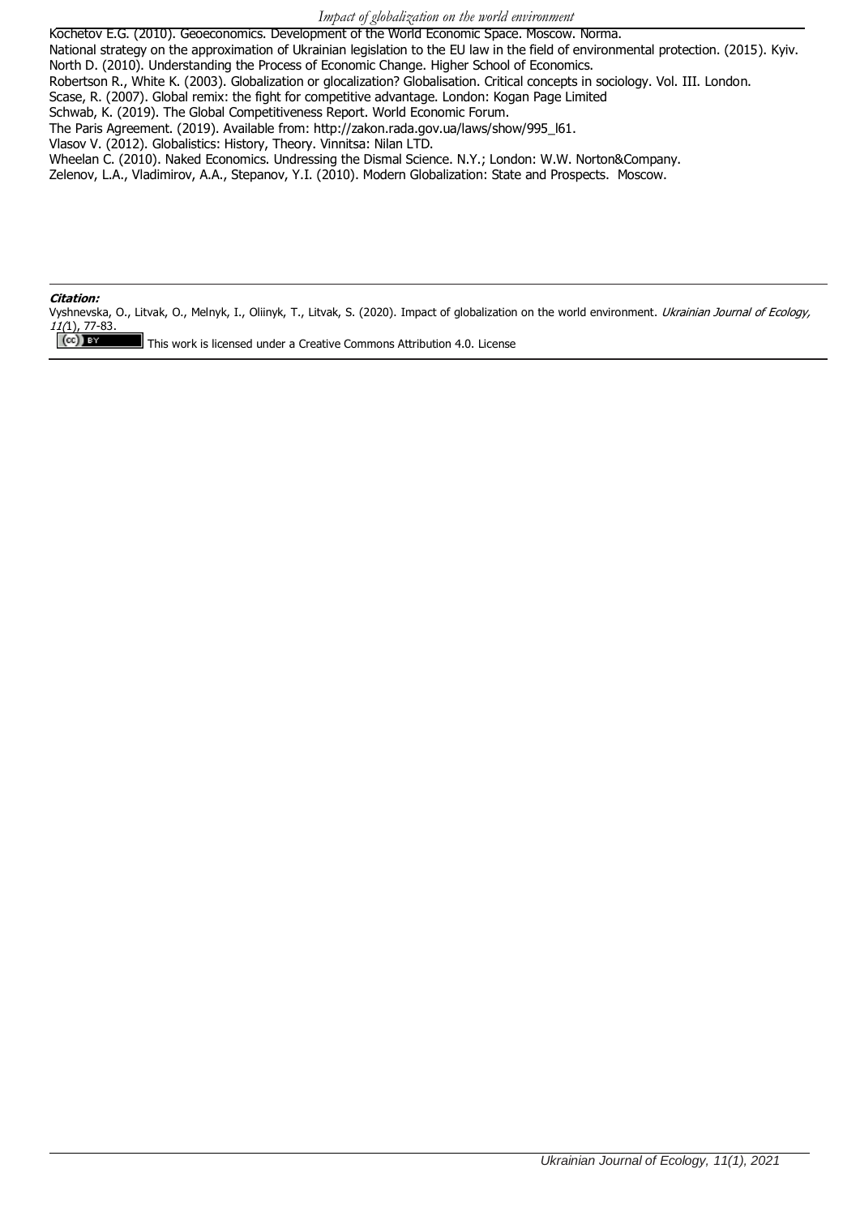Kochetov E.G. (2010). Geoeconomics. Development of the World Economic Space. Moscow. Norma.

National strategy on the approximation of Ukrainian legislation to the EU law in the field of environmental protection. (2015). Kyiv.

North D. (2010). Understanding the Process of Economic Change. Higher School of Economics.

Robertson R., White K. (2003). Globalization or glocalization? Globalisation. Critical concepts in sociology. Vol. III. London.

Scase, R. (2007). Global remix: the fight for competitive advantage. London: Kogan Page Limited

Schwab, K. (2019). The Global Competitiveness Report. World Economic Forum.

The Paris Agreement. (2019). Available from: http://zakon.rada.gov.ua/laws/show/995_l61.

Vlasov V. (2012). Globalistics: History, Theory. Vinnitsa: Nilan LTD.

Wheelan C. (2010). Naked Economics. Undressing the Dismal Science. N.Y.; London: W.W. Norton&Company.

Zelenov, L.A., Vladimirov, A.A., Stepanov, Y.I. (2010). Modern Globalization: State and Prospects. Moscow.

***Citation:***

Vyshnevska, O., Litvak, O., Melnyk, I., Oliinyk, T., Litvak, S. (2020). Impact of globalization on the world environment. *Ukrainian Journal of Ecology, 11(*1), 77-83.

This work is licensed under a Creative Commons Attribution 4.0. License